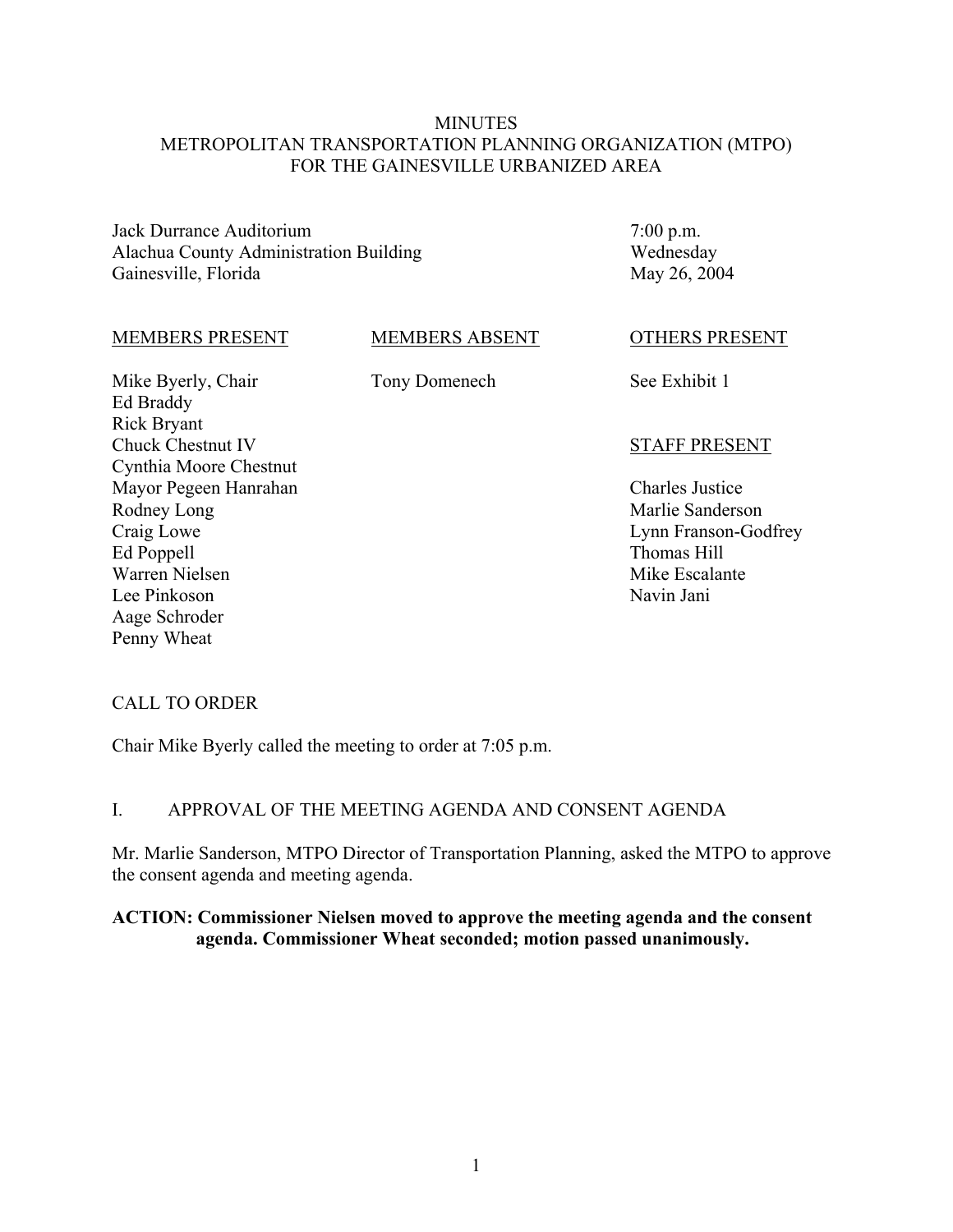# MINUTES
## METROPOLITAN TRANSPORTATION PLANNING ORGANIZATION (MTPO) FOR THE GAINESVILLE URBANIZED AREA

Jack Durrance Auditorium
Alachua County Administration Building
Gainesville, Florida

7:00 p.m.
Wednesday
May 26, 2004

| MEMBERS PRESENT | MEMBERS ABSENT | OTHERS PRESENT |
|---|---|---|
| Mike Byerly, Chair | Tony Domenech | See Exhibit 1 |
| Ed Braddy | | |
| Rick Bryant | | |
| Chuck Chestnut IV | | **STAFF PRESENT** |
| Cynthia Moore Chestnut | | |
| Mayor Pegeen Hanrahan | | Charles Justice |
| Rodney Long | | Marlie Sanderson |
| Craig Lowe | | Lynn Franson-Godfrey |
| Ed Poppell | | Thomas Hill |
| Warren Nielsen | | Mike Escalante |
| Lee Pinkoson | | Navin Jani |
| Aage Schroder | | |
| Penny Wheat | | |

## CALL TO ORDER

Chair Mike Byerly called the meeting to order at 7:05 p.m.

## I. APPROVAL OF THE MEETING AGENDA AND CONSENT AGENDA

Mr. Marlie Sanderson, MTPO Director of Transportation Planning, asked the MTPO to approve the consent agenda and meeting agenda.

**ACTION: Commissioner Nielsen moved to approve the meeting agenda and the consent agenda. Commissioner Wheat seconded; motion passed unanimously.**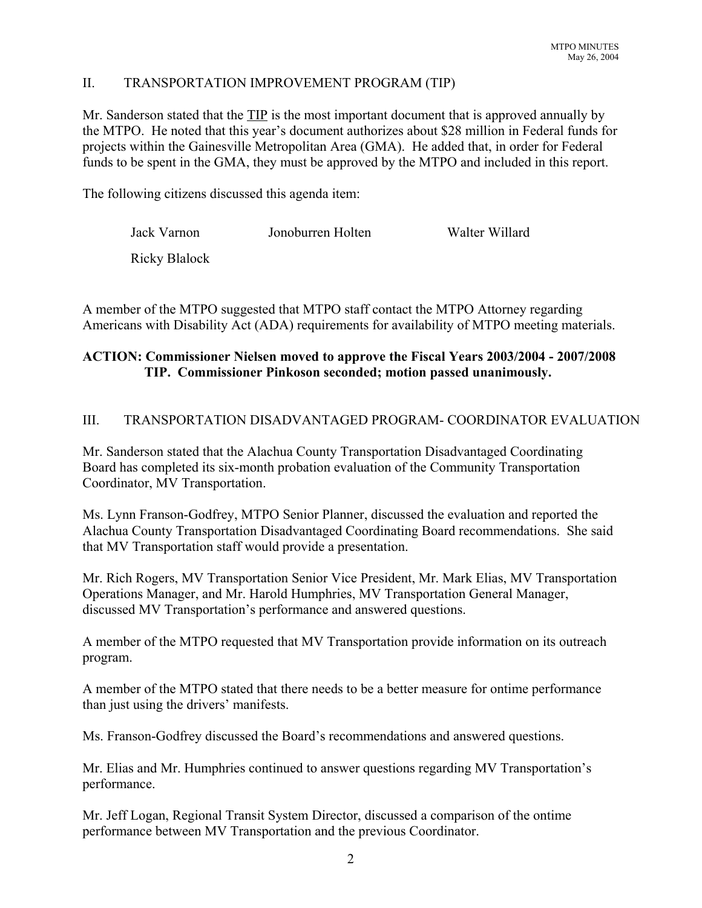## II. TRANSPORTATION IMPROVEMENT PROGRAM (TIP)

Mr. Sanderson stated that the TIP is the most important document that is approved annually by the MTPO. He noted that this year's document authorizes about $28 million in Federal funds for projects within the Gainesville Metropolitan Area (GMA). He added that, in order for Federal funds to be spent in the GMA, they must be approved by the MTPO and included in this report.

The following citizens discussed this agenda item:

| | | |
|---|---|---|
| Jack Varnon | Jonoburren Holten | Walter Willard |
| Ricky Blalock | | |

A member of the MTPO suggested that MTPO staff contact the MTPO Attorney regarding Americans with Disability Act (ADA) requirements for availability of MTPO meeting materials.

**ACTION: Commissioner Nielsen moved to approve the Fiscal Years 2003/2004 - 2007/2008 TIP. Commissioner Pinkoson seconded; motion passed unanimously.**

## III. TRANSPORTATION DISADVANTAGED PROGRAM- COORDINATOR EVALUATION

Mr. Sanderson stated that the Alachua County Transportation Disadvantaged Coordinating Board has completed its six-month probation evaluation of the Community Transportation Coordinator, MV Transportation.

Ms. Lynn Franson-Godfrey, MTPO Senior Planner, discussed the evaluation and reported the Alachua County Transportation Disadvantaged Coordinating Board recommendations. She said that MV Transportation staff would provide a presentation.

Mr. Rich Rogers, MV Transportation Senior Vice President, Mr. Mark Elias, MV Transportation Operations Manager, and Mr. Harold Humphries, MV Transportation General Manager, discussed MV Transportation's performance and answered questions.

A member of the MTPO requested that MV Transportation provide information on its outreach program.

A member of the MTPO stated that there needs to be a better measure for ontime performance than just using the drivers' manifests.

Ms. Franson-Godfrey discussed the Board's recommendations and answered questions.

Mr. Elias and Mr. Humphries continued to answer questions regarding MV Transportation's performance.

Mr. Jeff Logan, Regional Transit System Director, discussed a comparison of the ontime performance between MV Transportation and the previous Coordinator.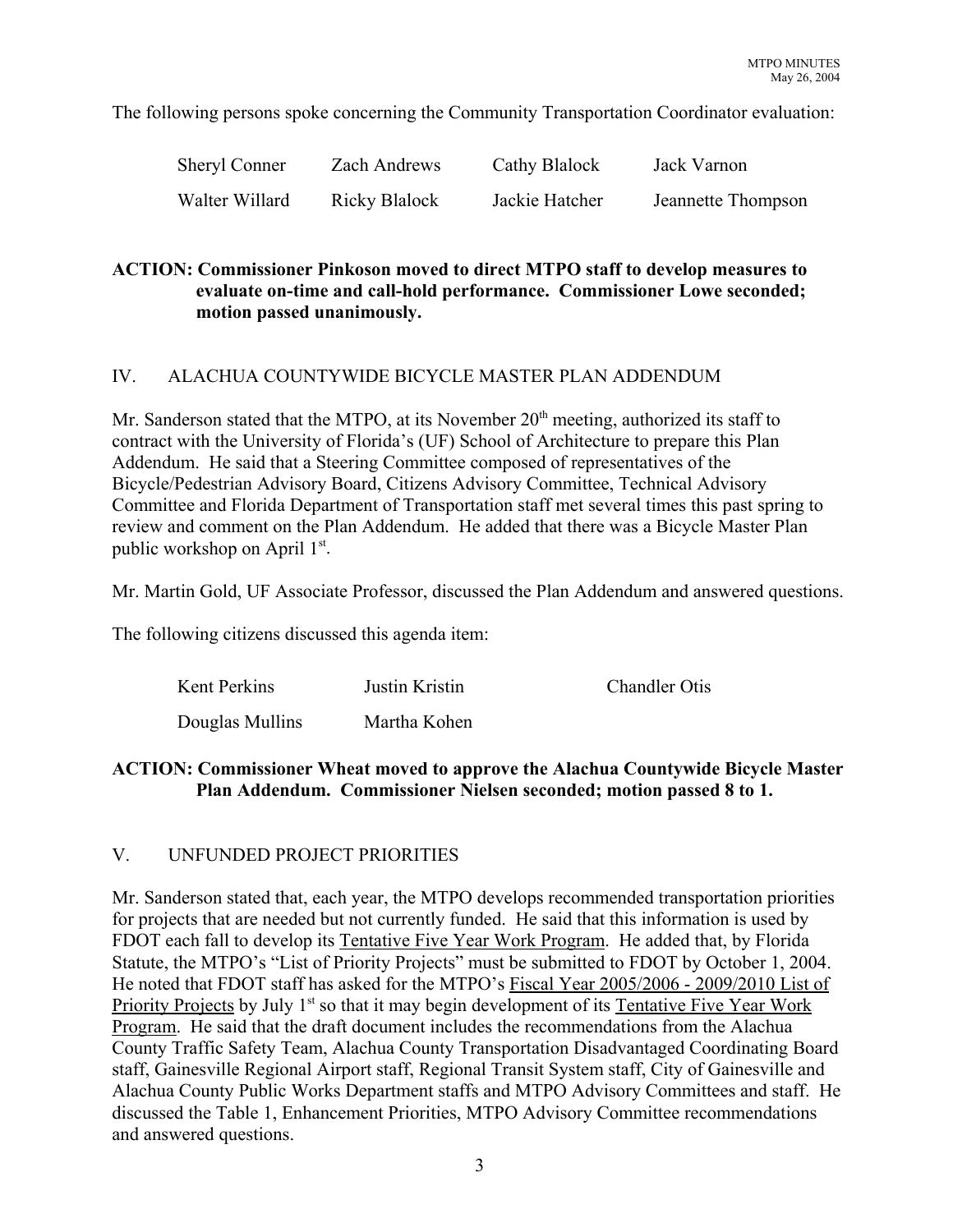The following persons spoke concerning the Community Transportation Coordinator evaluation:

| Sheryl Conner | Zach Andrews | Cathy Blalock | Jack Varnon |
|---|---|---|---|
| Walter Willard | Ricky Blalock | Jackie Hatcher | Jeannette Thompson |

**ACTION: Commissioner Pinkoson moved to direct MTPO staff to develop measures to evaluate on-time and call-hold performance. Commissioner Lowe seconded; motion passed unanimously.**

## IV. ALACHUA COUNTYWIDE BICYCLE MASTER PLAN ADDENDUM

Mr. Sanderson stated that the MTPO, at its November 20th meeting, authorized its staff to contract with the University of Florida's (UF) School of Architecture to prepare this Plan Addendum. He said that a Steering Committee composed of representatives of the Bicycle/Pedestrian Advisory Board, Citizens Advisory Committee, Technical Advisory Committee and Florida Department of Transportation staff met several times this past spring to review and comment on the Plan Addendum. He added that there was a Bicycle Master Plan public workshop on April 1st.

Mr. Martin Gold, UF Associate Professor, discussed the Plan Addendum and answered questions.

The following citizens discussed this agenda item:

| Kent Perkins | Justin Kristin | Chandler Otis |
|---|---|---|
| Douglas Mullins | Martha Kohen | |

**ACTION: Commissioner Wheat moved to approve the Alachua Countywide Bicycle Master Plan Addendum. Commissioner Nielsen seconded; motion passed 8 to 1.**

## V. UNFUNDED PROJECT PRIORITIES

Mr. Sanderson stated that, each year, the MTPO develops recommended transportation priorities for projects that are needed but not currently funded. He said that this information is used by FDOT each fall to develop its Tentative Five Year Work Program. He added that, by Florida Statute, the MTPO's "List of Priority Projects" must be submitted to FDOT by October 1, 2004. He noted that FDOT staff has asked for the MTPO's Fiscal Year 2005/2006 - 2009/2010 List of Priority Projects by July 1st so that it may begin development of its Tentative Five Year Work Program. He said that the draft document includes the recommendations from the Alachua County Traffic Safety Team, Alachua County Transportation Disadvantaged Coordinating Board staff, Gainesville Regional Airport staff, Regional Transit System staff, City of Gainesville and Alachua County Public Works Department staffs and MTPO Advisory Committees and staff. He discussed the Table 1, Enhancement Priorities, MTPO Advisory Committee recommendations and answered questions.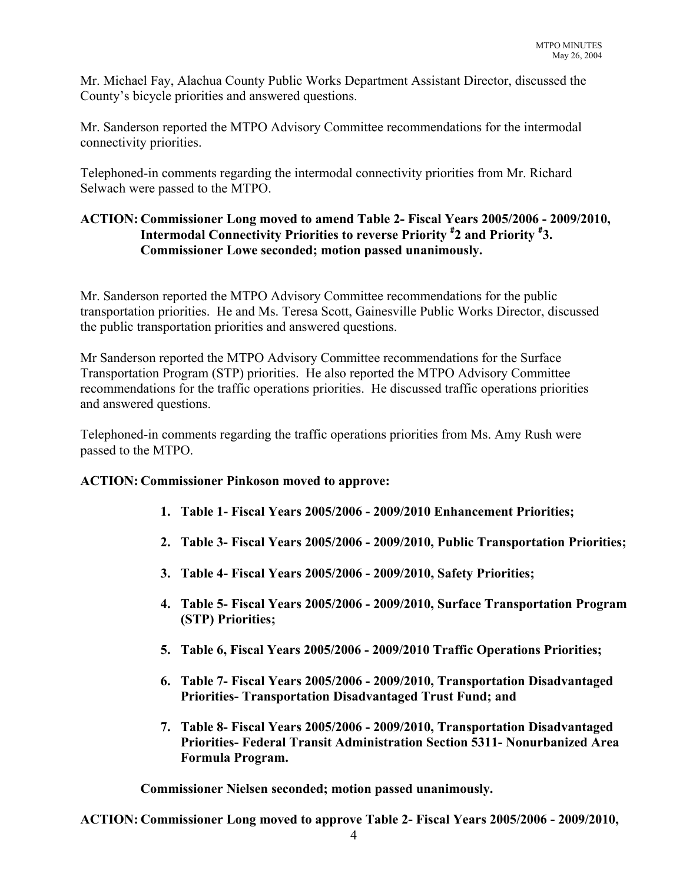Mr. Michael Fay, Alachua County Public Works Department Assistant Director, discussed the County's bicycle priorities and answered questions.

Mr. Sanderson reported the MTPO Advisory Committee recommendations for the intermodal connectivity priorities.

Telephoned-in comments regarding the intermodal connectivity priorities from Mr. Richard Selwach were passed to the MTPO.

**ACTION: Commissioner Long moved to amend Table 2- Fiscal Years 2005/2006 - 2009/2010, Intermodal Connectivity Priorities to reverse Priority #2 and Priority #3. Commissioner Lowe seconded; motion passed unanimously.**

Mr. Sanderson reported the MTPO Advisory Committee recommendations for the public transportation priorities. He and Ms. Teresa Scott, Gainesville Public Works Director, discussed the public transportation priorities and answered questions.

Mr Sanderson reported the MTPO Advisory Committee recommendations for the Surface Transportation Program (STP) priorities. He also reported the MTPO Advisory Committee recommendations for the traffic operations priorities. He discussed traffic operations priorities and answered questions.

Telephoned-in comments regarding the traffic operations priorities from Ms. Amy Rush were passed to the MTPO.

**ACTION: Commissioner Pinkoson moved to approve:**

1. **Table 1- Fiscal Years 2005/2006 - 2009/2010 Enhancement Priorities;**
2. **Table 3- Fiscal Years 2005/2006 - 2009/2010, Public Transportation Priorities;**
3. **Table 4- Fiscal Years 2005/2006 - 2009/2010, Safety Priorities;**
4. **Table 5- Fiscal Years 2005/2006 - 2009/2010, Surface Transportation Program (STP) Priorities;**
5. **Table 6, Fiscal Years 2005/2006 - 2009/2010 Traffic Operations Priorities;**
6. **Table 7- Fiscal Years 2005/2006 - 2009/2010, Transportation Disadvantaged Priorities- Transportation Disadvantaged Trust Fund; and**
7. **Table 8- Fiscal Years 2005/2006 - 2009/2010, Transportation Disadvantaged Priorities- Federal Transit Administration Section 5311- Nonurbanized Area Formula Program.**

**Commissioner Nielsen seconded; motion passed unanimously.**

**ACTION: Commissioner Long moved to approve Table 2- Fiscal Years 2005/2006 - 2009/2010,**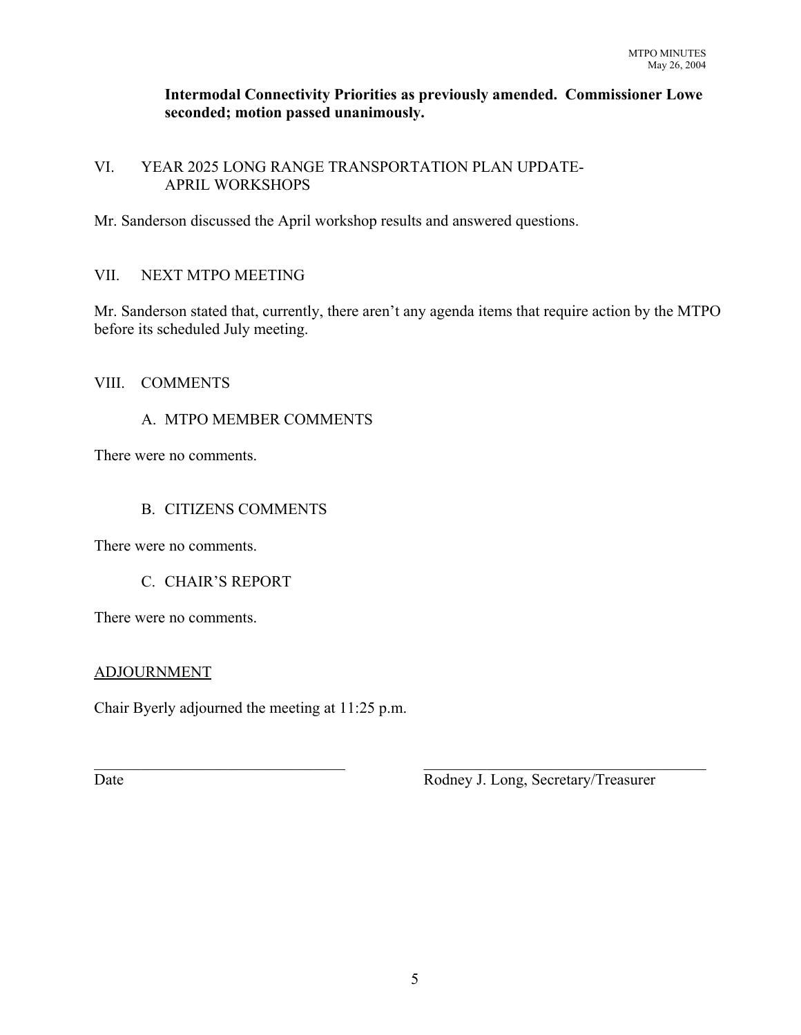**Intermodal Connectivity Priorities as previously amended. Commissioner Lowe seconded; motion passed unanimously.**

## VI. YEAR 2025 LONG RANGE TRANSPORTATION PLAN UPDATE- APRIL WORKSHOPS

Mr. Sanderson discussed the April workshop results and answered questions.

## VII. NEXT MTPO MEETING

Mr. Sanderson stated that, currently, there aren't any agenda items that require action by the MTPO before its scheduled July meeting.

## VIII. COMMENTS

### A. MTPO MEMBER COMMENTS

There were no comments.

### B. CITIZENS COMMENTS

There were no comments.

### C. CHAIR'S REPORT

There were no comments.

<u>ADJOURNMENT</u>

Chair Byerly adjourned the meeting at 11:25 p.m.

\_\_\_\_\_\_\_\_\_\_\_\_\_\_\_\_\_\_\_\_\_\_\_\_\_\_\_\_\_\_ \_\_\_\_\_\_\_\_\_\_\_\_\_\_\_\_\_\_\_\_\_\_\_\_\_\_\_\_\_\_

Date Rodney J. Long, Secretary/Treasurer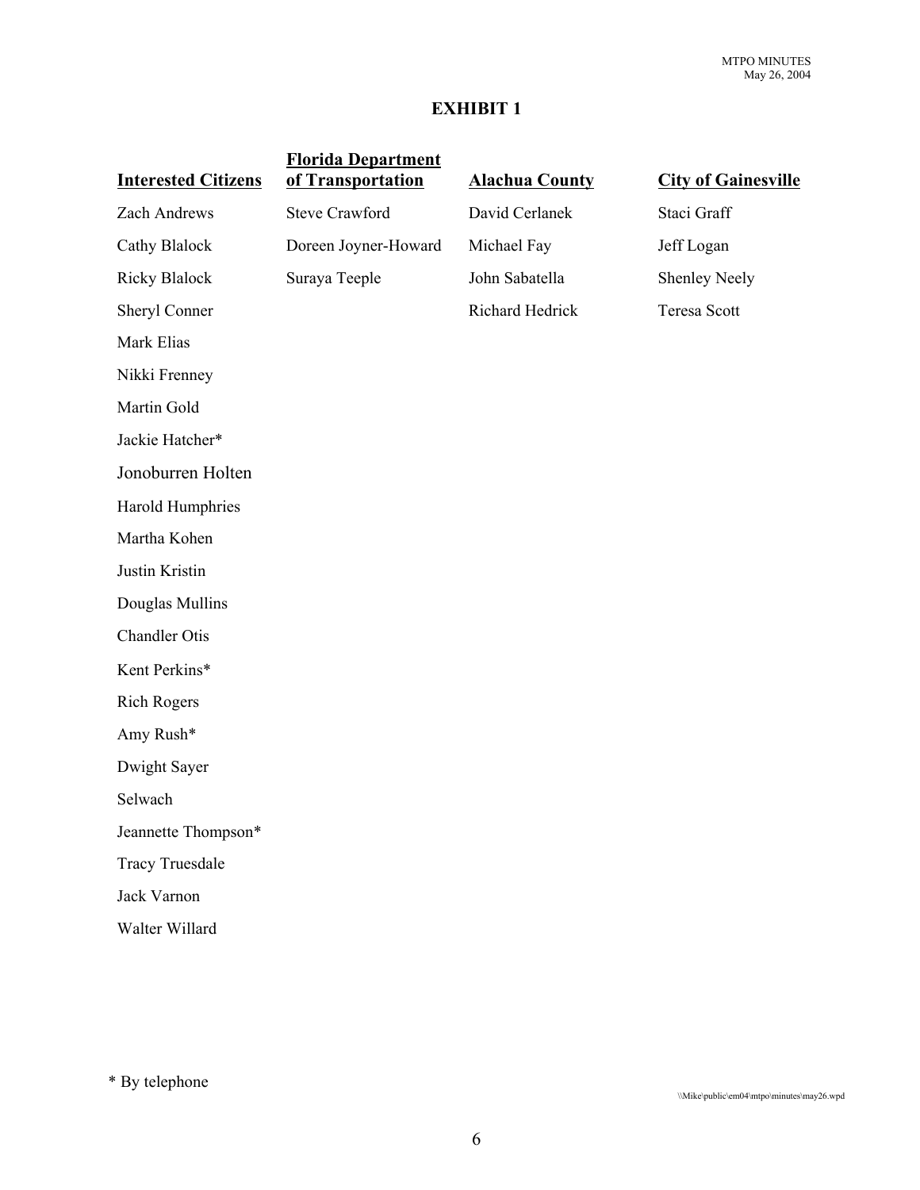# EXHIBIT 1

| Interested Citizens | Florida Department of Transportation | Alachua County | City of Gainesville |
|---|---|---|---|
| Zach Andrews | Steve Crawford | David Cerlanek | Staci Graff |
| Cathy Blalock | Doreen Joyner-Howard | Michael Fay | Jeff Logan |
| Ricky Blalock | Suraya Teeple | John Sabatella | Shenley Neely |
| Sheryl Conner | | Richard Hedrick | Teresa Scott |
| Mark Elias | | | |
| Nikki Frenney | | | |
| Martin Gold | | | |
| Jackie Hatcher* | | | |
| Jonoburren Holten | | | |
| Harold Humphries | | | |
| Martha Kohen | | | |
| Justin Kristin | | | |
| Douglas Mullins | | | |
| Chandler Otis | | | |
| Kent Perkins* | | | |
| Rich Rogers | | | |
| Amy Rush* | | | |
| Dwight Sayer | | | |
| Selwach | | | |
| Jeannette Thompson* | | | |
| Tracy Truesdale | | | |
| Jack Varnon | | | |
| Walter Willard | | | |

* By telephone

\\Mike\public\em04\mtpo\minutes\may26.wpd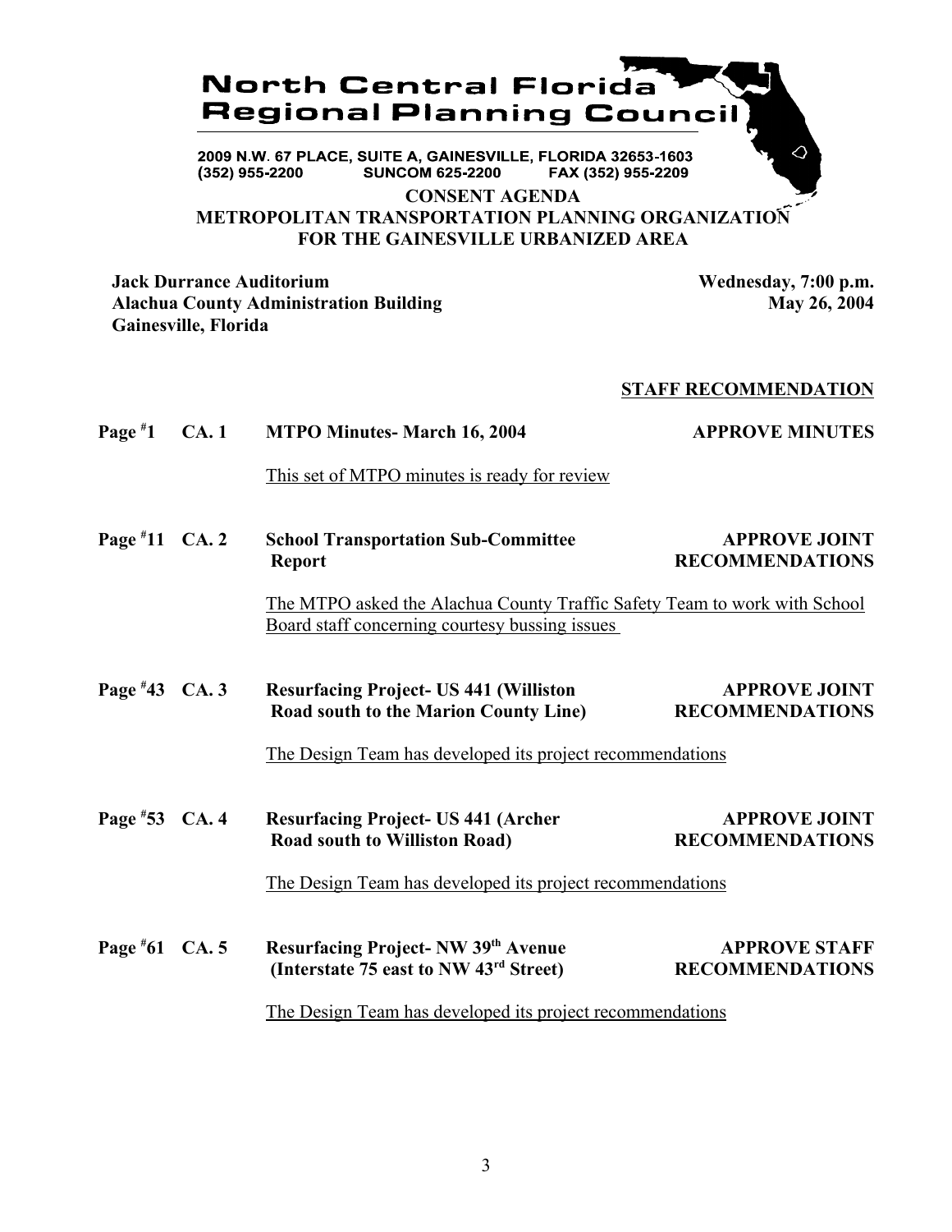# North Central Florida Regional Planning Council

2009 N.W. 67 PLACE, SUITE A, GAINESVILLE, FLORIDA 32653-1603
(352) 955-2200 SUNCOM 625-2200 FAX (352) 955-2209

## CONSENT AGENDA
## METROPOLITAN TRANSPORTATION PLANNING ORGANIZATION FOR THE GAINESVILLE URBANIZED AREA

**Jack Durrance Auditorium**
**Alachua County Administration Building**
**Gainesville, Florida**

**Wednesday, 7:00 p.m.**
**May 26, 2004**

**STAFF RECOMMENDATION**

**Page #1 CA. 1 MTPO Minutes- March 16, 2004** — **APPROVE MINUTES**

This set of MTPO minutes is ready for review

**Page #11 CA. 2 School Transportation Sub-Committee Report** — **APPROVE JOINT RECOMMENDATIONS**

The MTPO asked the Alachua County Traffic Safety Team to work with School Board staff concerning courtesy bussing issues

**Page #43 CA. 3 Resurfacing Project- US 441 (Williston Road south to the Marion County Line)** — **APPROVE JOINT RECOMMENDATIONS**

The Design Team has developed its project recommendations

**Page #53 CA. 4 Resurfacing Project- US 441 (Archer Road south to Williston Road)** — **APPROVE JOINT RECOMMENDATIONS**

The Design Team has developed its project recommendations

**Page #61 CA. 5 Resurfacing Project- NW 39th Avenue (Interstate 75 east to NW 43rd Street)** — **APPROVE STAFF RECOMMENDATIONS**

The Design Team has developed its project recommendations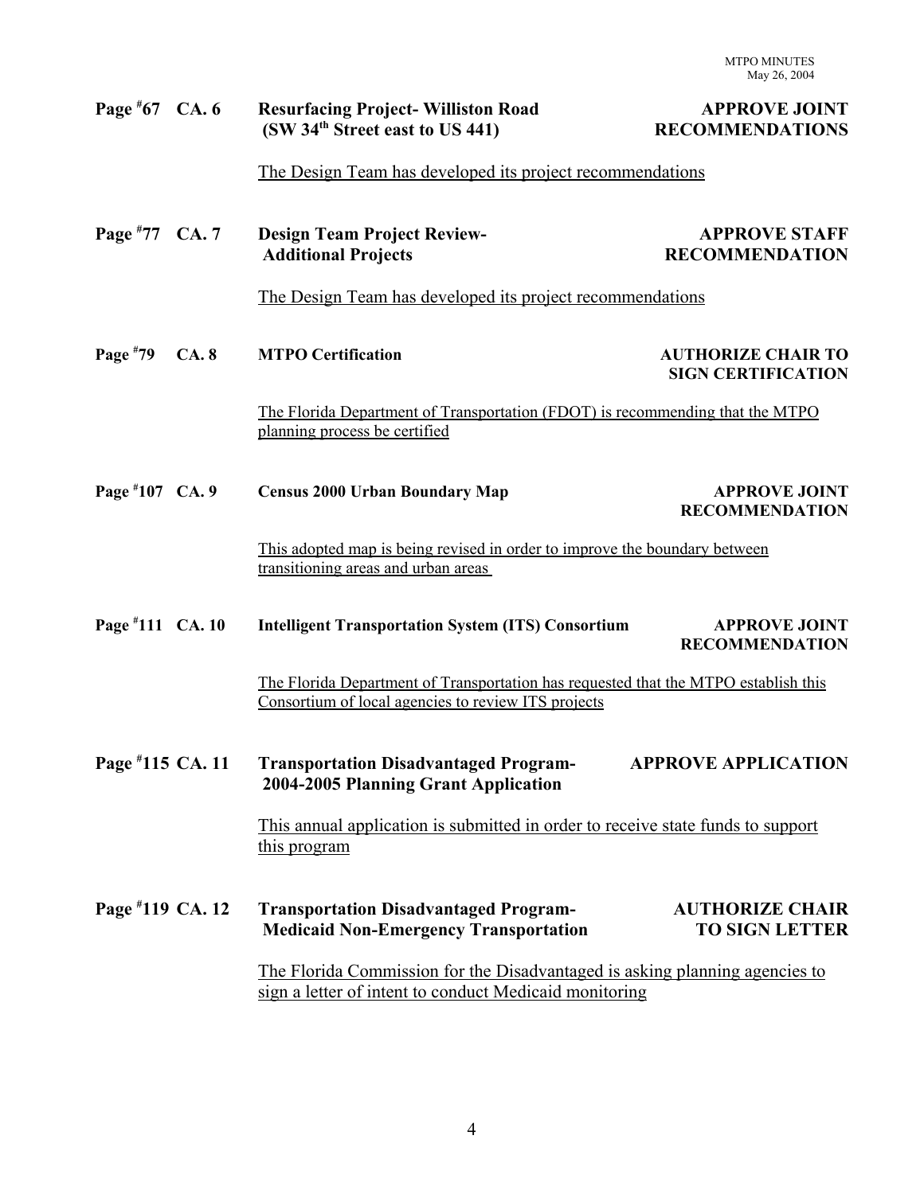**Page #67 CA. 6 Resurfacing Project- Williston Road (SW 34th Street east to US 441)** **APPROVE JOINT RECOMMENDATIONS**

The Design Team has developed its project recommendations

**Page #77 CA. 7 Design Team Project Review- Additional Projects** **APPROVE STAFF RECOMMENDATION**

The Design Team has developed its project recommendations

**Page #79 CA. 8 MTPO Certification** **AUTHORIZE CHAIR TO SIGN CERTIFICATION**

The Florida Department of Transportation (FDOT) is recommending that the MTPO planning process be certified

**Page #107 CA. 9 Census 2000 Urban Boundary Map** **APPROVE JOINT RECOMMENDATION**

This adopted map is being revised in order to improve the boundary between transitioning areas and urban areas

**Page #111 CA. 10 Intelligent Transportation System (ITS) Consortium** **APPROVE JOINT RECOMMENDATION**

The Florida Department of Transportation has requested that the MTPO establish this Consortium of local agencies to review ITS projects

**Page #115 CA. 11 Transportation Disadvantaged Program- 2004-2005 Planning Grant Application** **APPROVE APPLICATION**

This annual application is submitted in order to receive state funds to support this program

**Page #119 CA. 12 Transportation Disadvantaged Program- Medicaid Non-Emergency Transportation** **AUTHORIZE CHAIR TO SIGN LETTER**

The Florida Commission for the Disadvantaged is asking planning agencies to sign a letter of intent to conduct Medicaid monitoring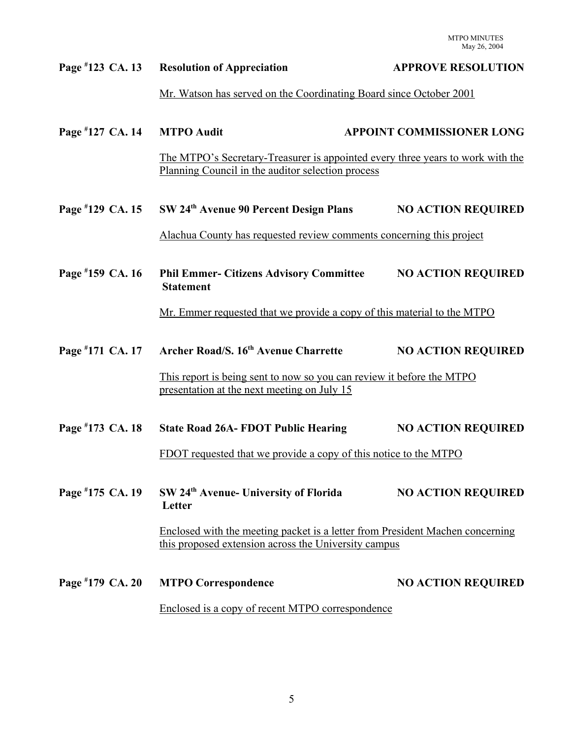**Page #123 CA. 13 Resolution of Appreciation APPROVE RESOLUTION**

Mr. Watson has served on the Coordinating Board since October 2001

**Page #127 CA. 14 MTPO Audit APPOINT COMMISSIONER LONG**

The MTPO's Secretary-Treasurer is appointed every three years to work with the Planning Council in the auditor selection process

**Page #129 CA. 15 SW 24th Avenue 90 Percent Design Plans NO ACTION REQUIRED**

Alachua County has requested review comments concerning this project

**Page #159 CA. 16 Phil Emmer- Citizens Advisory Committee Statement NO ACTION REQUIRED**

Mr. Emmer requested that we provide a copy of this material to the MTPO

**Page #171 CA. 17 Archer Road/S. 16th Avenue Charrette NO ACTION REQUIRED**

This report is being sent to now so you can review it before the MTPO presentation at the next meeting on July 15

**Page #173 CA. 18 State Road 26A- FDOT Public Hearing NO ACTION REQUIRED**

FDOT requested that we provide a copy of this notice to the MTPO

**Page #175 CA. 19 SW 24th Avenue- University of Florida Letter NO ACTION REQUIRED**

Enclosed with the meeting packet is a letter from President Machen concerning this proposed extension across the University campus

**Page #179 CA. 20 MTPO Correspondence NO ACTION REQUIRED**

Enclosed is a copy of recent MTPO correspondence